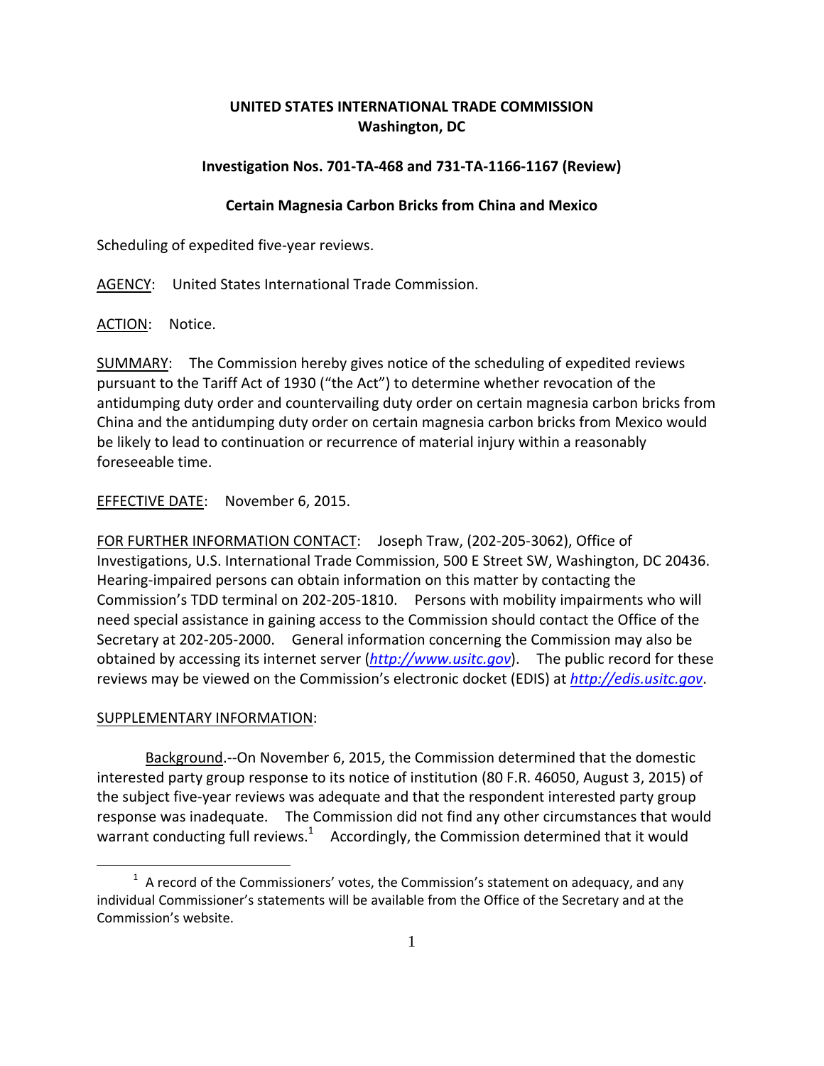**UNITED STATES INTERNATIONAL TRADE COMMISSION**
**Washington, DC**

**Investigation Nos. 701-TA-468 and 731-TA-1166-1167 (Review)**

**Certain Magnesia Carbon Bricks from China and Mexico**

Scheduling of expedited five-year reviews.

AGENCY: United States International Trade Commission.

ACTION: Notice.

SUMMARY: The Commission hereby gives notice of the scheduling of expedited reviews pursuant to the Tariff Act of 1930 ("the Act") to determine whether revocation of the antidumping duty order and countervailing duty order on certain magnesia carbon bricks from China and the antidumping duty order on certain magnesia carbon bricks from Mexico would be likely to lead to continuation or recurrence of material injury within a reasonably foreseeable time.

EFFECTIVE DATE: November 6, 2015.

FOR FURTHER INFORMATION CONTACT: Joseph Traw, (202-205-3062), Office of Investigations, U.S. International Trade Commission, 500 E Street SW, Washington, DC 20436. Hearing-impaired persons can obtain information on this matter by contacting the Commission's TDD terminal on 202-205-1810. Persons with mobility impairments who will need special assistance in gaining access to the Commission should contact the Office of the Secretary at 202-205-2000. General information concerning the Commission may also be obtained by accessing its internet server (*http://www.usitc.gov*). The public record for these reviews may be viewed on the Commission's electronic docket (EDIS) at *http://edis.usitc.gov*.

SUPPLEMENTARY INFORMATION:

Background.--On November 6, 2015, the Commission determined that the domestic interested party group response to its notice of institution (80 F.R. 46050, August 3, 2015) of the subject five-year reviews was adequate and that the respondent interested party group response was inadequate. The Commission did not find any other circumstances that would warrant conducting full reviews.[1] Accordingly, the Commission determined that it would

[1] A record of the Commissioners' votes, the Commission's statement on adequacy, and any individual Commissioner's statements will be available from the Office of the Secretary and at the Commission's website.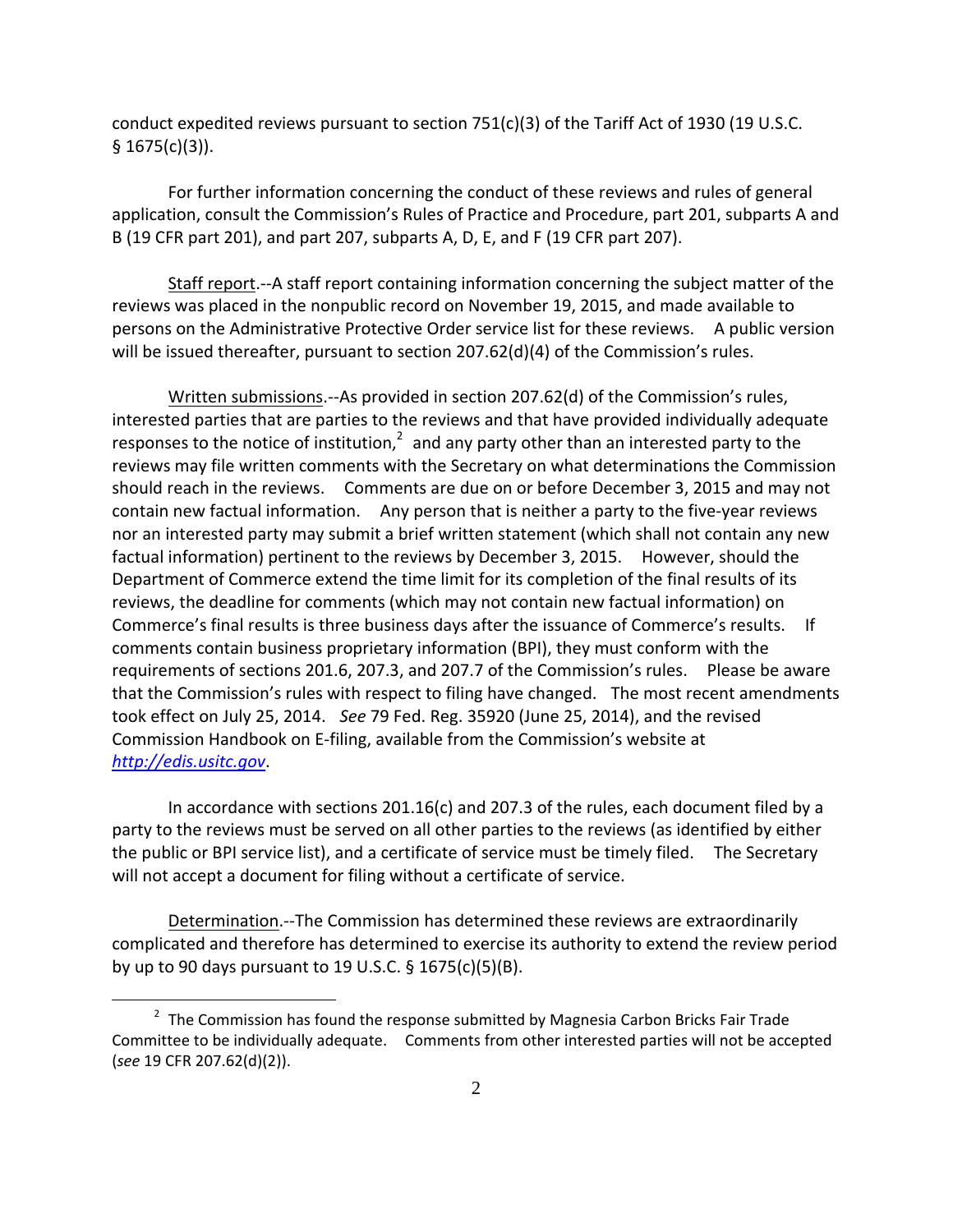conduct expedited reviews pursuant to section 751(c)(3) of the Tariff Act of 1930 (19 U.S.C. § 1675(c)(3)).

For further information concerning the conduct of these reviews and rules of general application, consult the Commission's Rules of Practice and Procedure, part 201, subparts A and B (19 CFR part 201), and part 207, subparts A, D, E, and F (19 CFR part 207).

Staff report.--A staff report containing information concerning the subject matter of the reviews was placed in the nonpublic record on November 19, 2015, and made available to persons on the Administrative Protective Order service list for these reviews. A public version will be issued thereafter, pursuant to section 207.62(d)(4) of the Commission's rules.

Written submissions.--As provided in section 207.62(d) of the Commission's rules, interested parties that are parties to the reviews and that have provided individually adequate responses to the notice of institution,[2] and any party other than an interested party to the reviews may file written comments with the Secretary on what determinations the Commission should reach in the reviews. Comments are due on or before December 3, 2015 and may not contain new factual information. Any person that is neither a party to the five-year reviews nor an interested party may submit a brief written statement (which shall not contain any new factual information) pertinent to the reviews by December 3, 2015. However, should the Department of Commerce extend the time limit for its completion of the final results of its reviews, the deadline for comments (which may not contain new factual information) on Commerce's final results is three business days after the issuance of Commerce's results. If comments contain business proprietary information (BPI), they must conform with the requirements of sections 201.6, 207.3, and 207.7 of the Commission's rules. Please be aware that the Commission's rules with respect to filing have changed. The most recent amendments took effect on July 25, 2014. *See* 79 Fed. Reg. 35920 (June 25, 2014), and the revised Commission Handbook on E-filing, available from the Commission's website at *http://edis.usitc.gov*.

In accordance with sections 201.16(c) and 207.3 of the rules, each document filed by a party to the reviews must be served on all other parties to the reviews (as identified by either the public or BPI service list), and a certificate of service must be timely filed. The Secretary will not accept a document for filing without a certificate of service.

Determination.--The Commission has determined these reviews are extraordinarily complicated and therefore has determined to exercise its authority to extend the review period by up to 90 days pursuant to 19 U.S.C. § 1675(c)(5)(B).

---

[2] The Commission has found the response submitted by Magnesia Carbon Bricks Fair Trade Committee to be individually adequate. Comments from other interested parties will not be accepted (*see* 19 CFR 207.62(d)(2)).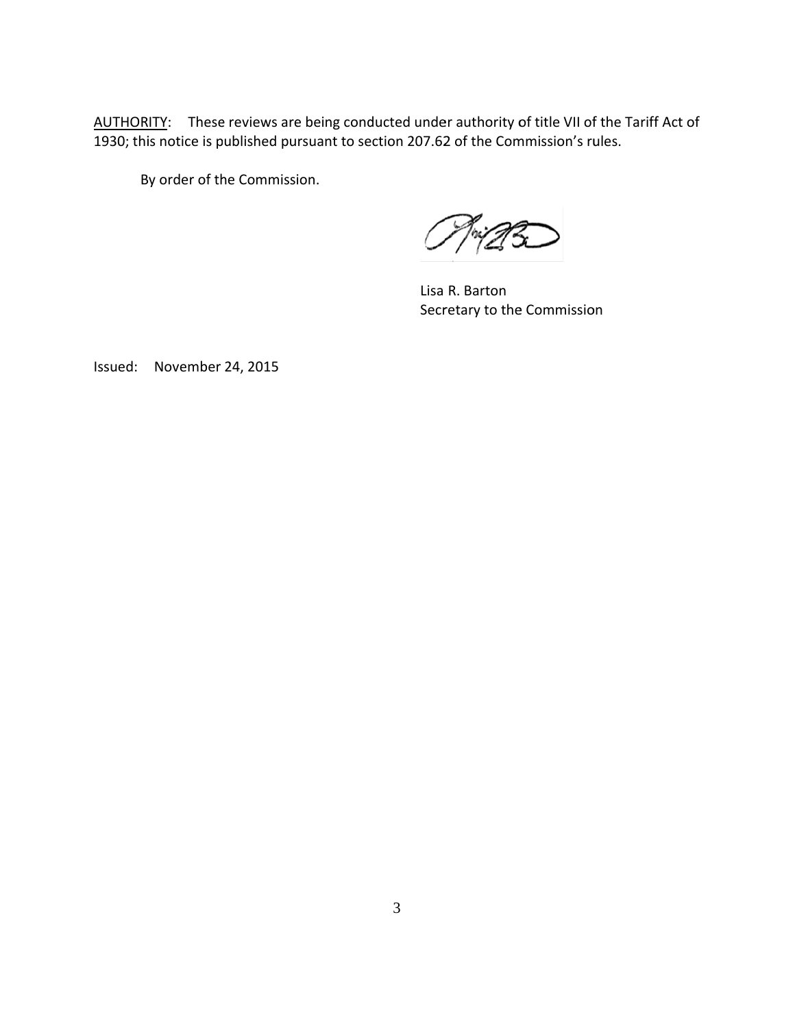AUTHORITY: These reviews are being conducted under authority of title VII of the Tariff Act of 1930; this notice is published pursuant to section 207.62 of the Commission's rules.

By order of the Commission.

Lisa R. Barton
Secretary to the Commission

Issued: November 24, 2015